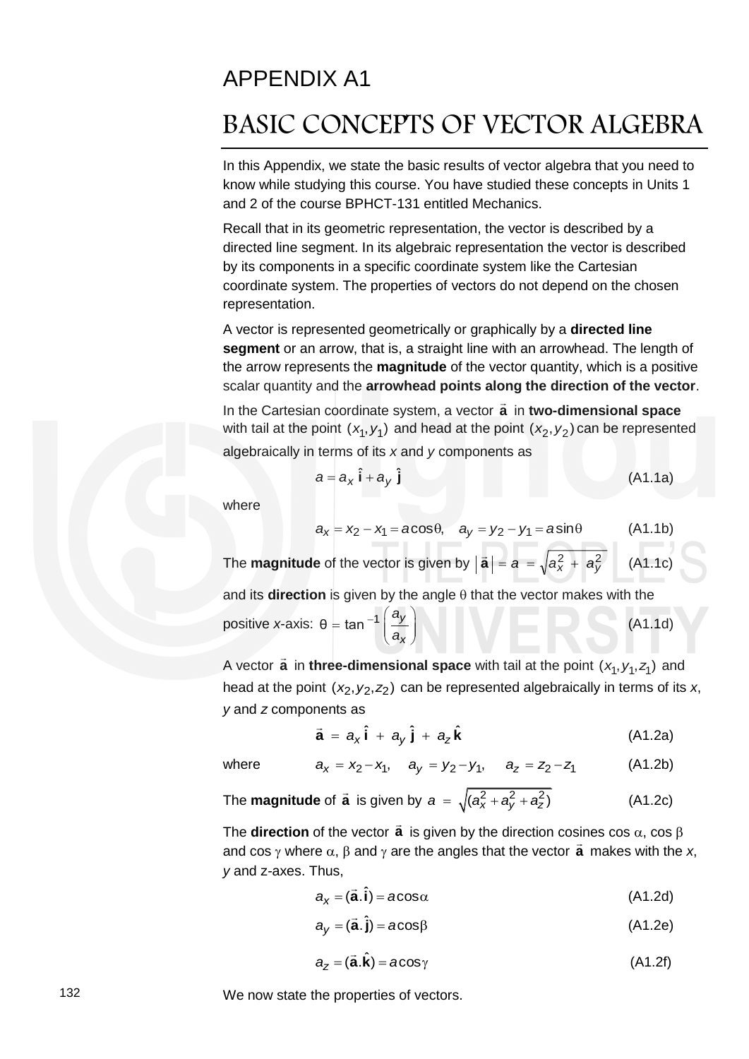# APPENDIX A1

# BASIC CONCEPTS OF VECTOR ALGEBRA

In this Appendix, we state the basic results of vector algebra that you need to know while studying this course. You have studied these concepts in Units 1 and 2 of the course BPHCT-131 entitled Mechanics.

Recall that in its geometric representation, the vector is described by a directed line segment. In its algebraic representation the vector is described by its components in a specific coordinate system like the Cartesian coordinate system. The properties of vectors do not depend on the chosen representation.

A vector is represented geometrically or graphically by a **directed line segment** or an arrow, that is, a straight line with an arrowhead. The length of the arrow represents the **magnitude** of the vector quantity, which is a positive scalar quantity and the **arrowhead points along the direction of the vector**.

In the Cartesian coordinate system, a vector $\vec{\mathbf{a}}$ in **two-dimensional space** with tail at the point $(x_1, y_1)$ and head at the point $(x_2, y_2)$ can be represented algebraically in terms of its $x$ and $y$ components as

$$a = a_x\,\hat{\mathbf{i}} + a_y\,\hat{\mathbf{j}} \qquad \text{(A1.1a)}$$

where

$$a_x = x_2 - x_1 = a\cos\theta, \quad a_y = y_2 - y_1 = a\sin\theta \qquad \text{(A1.1b)}$$

The **magnitude** of the vector is given by $|\vec{\mathbf{a}}| = a = \sqrt{a_x^2 + a_y^2}$ (A1.1c)

and its **direction** is given by the angle $\theta$ that the vector makes with the positive $x$-axis: $\theta = \tan^{-1}\left(\dfrac{a_y}{a_x}\right)$ (A1.1d)

A vector $\vec{\mathbf{a}}$ in **three-dimensional space** with tail at the point $(x_1, y_1, z_1)$ and head at the point $(x_2, y_2, z_2)$ can be represented algebraically in terms of its $x$, $y$ and $z$ components as

$$\vec{\mathbf{a}} = a_x\,\hat{\mathbf{i}} + a_y\,\hat{\mathbf{j}} + a_z\,\hat{\mathbf{k}} \qquad \text{(A1.2a)}$$

where

$$a_x = x_2 - x_1, \quad a_y = y_2 - y_1, \quad a_z = z_2 - z_1 \qquad \text{(A1.2b)}$$

The **magnitude** of $\vec{\mathbf{a}}$ is given by $a = \sqrt{(a_x^2 + a_y^2 + a_z^2)}$ (A1.2c)

The **direction** of the vector $\vec{\mathbf{a}}$ is given by the direction cosines $\cos\alpha$, $\cos\beta$ and $\cos\gamma$ where $\alpha$, $\beta$ and $\gamma$ are the angles that the vector $\vec{\mathbf{a}}$ makes with the $x$, $y$ and z-axes. Thus,

$$a_x = (\vec{\mathbf{a}}.\hat{\mathbf{i}}) = a\cos\alpha \qquad \text{(A1.2d)}$$

$$a_y = (\vec{\mathbf{a}}.\hat{\mathbf{j}}) = a\cos\beta \qquad \text{(A1.2e)}$$

$$a_z = (\vec{\mathbf{a}}.\hat{\mathbf{k}}) = a\cos\gamma \qquad \text{(A1.2f)}$$

We now state the properties of vectors.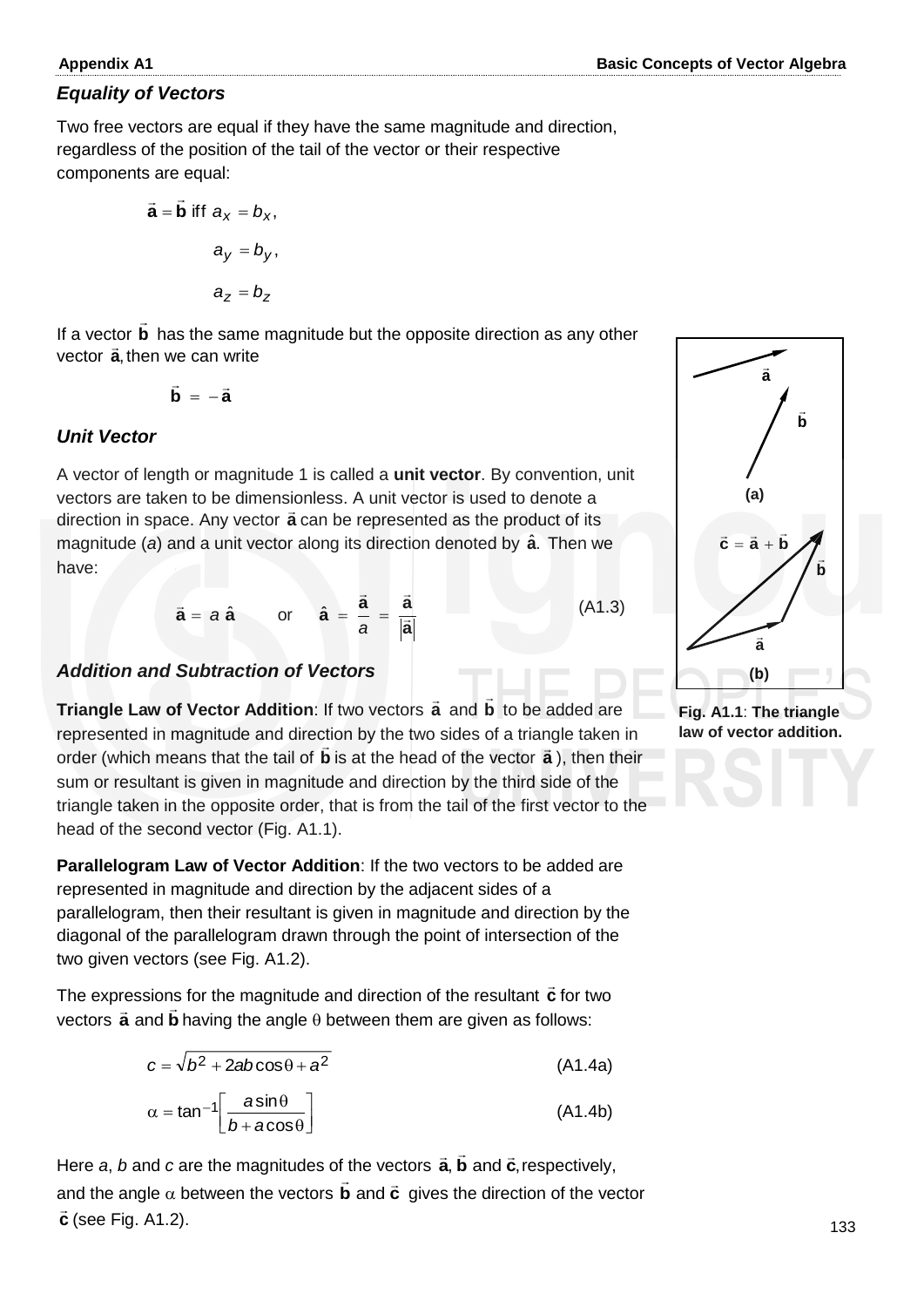### *Equality of Vectors*

Two free vectors are equal if they have the same magnitude and direction, regardless of the position of the tail of the vector or their respective components are equal:

$$\vec{\mathbf{a}} = \vec{\mathbf{b}} \text{ iff } a_x = b_x,$$
$$a_y = b_y,$$
$$a_z = b_z$$

If a vector $\vec{\mathbf{b}}$ has the same magnitude but the opposite direction as any other vector $\vec{\mathbf{a}}$, then we can write

$$\vec{\mathbf{b}} = -\vec{\mathbf{a}}$$

### *Unit Vector*

A vector of length or magnitude 1 is called a **unit vector**. By convention, unit vectors are taken to be dimensionless. A unit vector is used to denote a direction in space. Any vector $\vec{\mathbf{a}}$ can be represented as the product of its magnitude ($a$) and a unit vector along its direction denoted by $\hat{\mathbf{a}}$. Then we have:

$$\vec{\mathbf{a}} = a\,\hat{\mathbf{a}} \qquad \text{or} \qquad \hat{\mathbf{a}} = \frac{\vec{\mathbf{a}}}{a} = \frac{\vec{\mathbf{a}}}{|\vec{\mathbf{a}}|} \tag{A1.3}$$

### *Addition and Subtraction of Vectors*

**Triangle Law of Vector Addition**: If two vectors $\vec{\mathbf{a}}$ and $\vec{\mathbf{b}}$ to be added are represented in magnitude and direction by the two sides of a triangle taken in order (which means that the tail of $\vec{\mathbf{b}}$ is at the head of the vector $\vec{\mathbf{a}}$), then their sum or resultant is given in magnitude and direction by the third side of the triangle taken in the opposite order, that is from the tail of the first vector to the head of the second vector (Fig. A1.1).

**Fig. A1.1**: **The triangle law of vector addition.**

**Parallelogram Law of Vector Addition**: If the two vectors to be added are represented in magnitude and direction by the adjacent sides of a parallelogram, then their resultant is given in magnitude and direction by the diagonal of the parallelogram drawn through the point of intersection of the two given vectors (see Fig. A1.2).

The expressions for the magnitude and direction of the resultant $\vec{\mathbf{c}}$ for two vectors $\vec{\mathbf{a}}$ and $\vec{\mathbf{b}}$ having the angle $\theta$ between them are given as follows:

$$c = \sqrt{b^2 + 2ab\cos\theta + a^2} \tag{A1.4a}$$

$$\alpha = \tan^{-1}\left[\frac{a\sin\theta}{b + a\cos\theta}\right] \tag{A1.4b}$$

Here $a$, $b$ and $c$ are the magnitudes of the vectors $\vec{\mathbf{a}}$, $\vec{\mathbf{b}}$ and $\vec{\mathbf{c}}$, respectively, and the angle $\alpha$ between the vectors $\vec{\mathbf{b}}$ and $\vec{\mathbf{c}}$ gives the direction of the vector $\vec{\mathbf{c}}$ (see Fig. A1.2).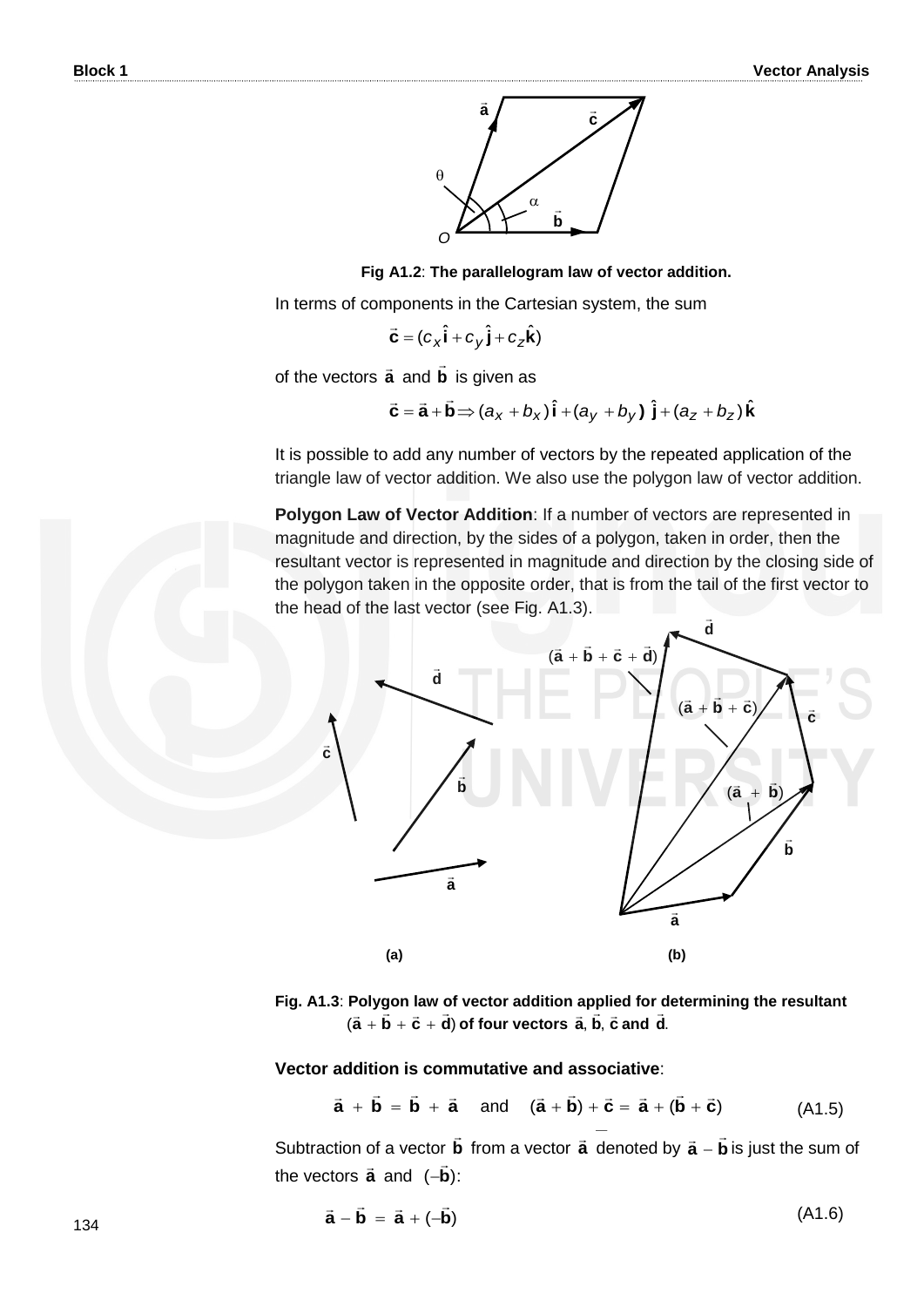Fig A1.2: **The parallelogram law of vector addition.**

In terms of components in the Cartesian system, the sum

$$\vec{\mathbf{c}} = (c_x \hat{\mathbf{i}} + c_y \hat{\mathbf{j}} + c_z \hat{\mathbf{k}})$$

of the vectors $\vec{\mathbf{a}}$ and $\vec{\mathbf{b}}$ is given as

$$\vec{\mathbf{c}} = \vec{\mathbf{a}} + \vec{\mathbf{b}} \Rightarrow (a_x + b_x)\,\hat{\mathbf{i}} + (a_y + b_y)\,\hat{\mathbf{j}} + (a_z + b_z)\,\hat{\mathbf{k}}$$

It is possible to add any number of vectors by the repeated application of the triangle law of vector addition. We also use the polygon law of vector addition.

**Polygon Law of Vector Addition**: If a number of vectors are represented in magnitude and direction, by the sides of a polygon, taken in order, then the resultant vector is represented in magnitude and direction by the closing side of the polygon taken in the opposite order, that is from the tail of the first vector to the head of the last vector (see Fig. A1.3).

**Fig. A1.3**: **Polygon law of vector addition applied for determining the resultant** $(\vec{\mathbf{a}} + \vec{\mathbf{b}} + \vec{\mathbf{c}} + \vec{\mathbf{d}})$ **of four vectors** $\vec{\mathbf{a}}, \vec{\mathbf{b}}, \vec{\mathbf{c}}$ **and** $\vec{\mathbf{d}}$.

**Vector addition is commutative and associative**:

$$\vec{\mathbf{a}} + \vec{\mathbf{b}} = \vec{\mathbf{b}} + \vec{\mathbf{a}} \quad \text{and} \quad (\vec{\mathbf{a}} + \vec{\mathbf{b}}) + \vec{\mathbf{c}} = \vec{\mathbf{a}} + (\vec{\mathbf{b}} + \vec{\mathbf{c}}) \tag{A1.5}$$

Subtraction of a vector $\vec{\mathbf{b}}$ from a vector $\vec{\mathbf{a}}$ denoted by $\vec{\mathbf{a}} - \vec{\mathbf{b}}$ is just the sum of the vectors $\vec{\mathbf{a}}$ and $(-\vec{\mathbf{b}})$:

$$\vec{\mathbf{a}} - \vec{\mathbf{b}} = \vec{\mathbf{a}} + (-\vec{\mathbf{b}}) \tag{A1.6}$$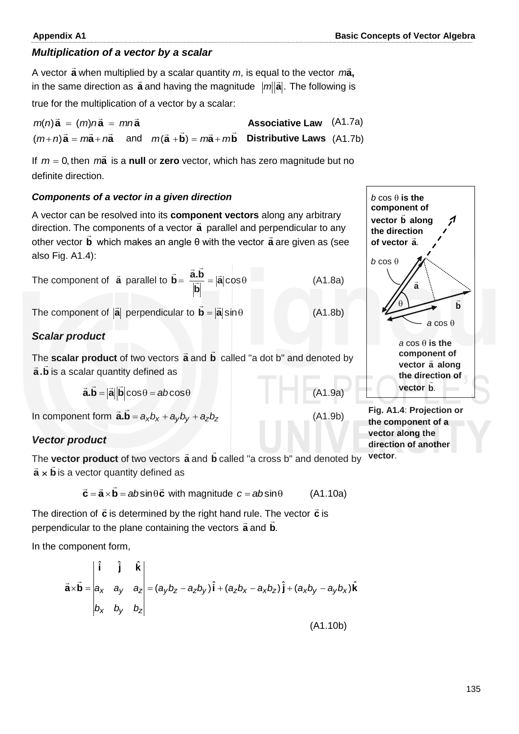### *Multiplication of a vector by a scalar*

A vector $\vec{\mathbf{a}}$ when multiplied by a scalar quantity *m*, is equal to the vector $m\vec{\mathbf{a}}$, in the same direction as $\vec{\mathbf{a}}$ and having the magnitude $|m||\vec{\mathbf{a}}|$. The following is true for the multiplication of a vector by a scalar:

$$m(n)\vec{\mathbf{a}} = (m)n\vec{\mathbf{a}} = mn\vec{\mathbf{a}} \qquad \textbf{Associative Law} \qquad \text{(A1.7a)}$$

$$(m+n)\vec{\mathbf{a}} = m\vec{\mathbf{a}} + n\vec{\mathbf{a}} \quad \text{and} \quad m(\vec{\mathbf{a}} + \vec{\mathbf{b}}) = m\vec{\mathbf{a}} + m\vec{\mathbf{b}} \qquad \textbf{Distributive Laws} \qquad \text{(A1.7b)}$$

If $m = 0$, then $m\vec{\mathbf{a}}$ is a **null** or **zero** vector, which has zero magnitude but no definite direction.

### *Components of a vector in a given direction*

A vector can be resolved into its **component vectors** along any arbitrary direction. The components of a vector $\vec{\mathbf{a}}$ parallel and perpendicular to any other vector $\vec{\mathbf{b}}$ which makes an angle θ with the vector $\vec{\mathbf{a}}$ are given as (see also Fig. A1.4):

The component of $\vec{\mathbf{a}}$ parallel to $\vec{\mathbf{b}} = \dfrac{\vec{\mathbf{a}}.\vec{\mathbf{b}}}{|\vec{\mathbf{b}}|} = |\vec{\mathbf{a}}|\cos\theta$ (A1.8a)

The component of $|\vec{\mathbf{a}}|$ perpendicular to $\vec{\mathbf{b}} = |\vec{\mathbf{a}}|\sin\theta$ (A1.8b)

*b* cos θ **is the component of vector $\vec{\mathbf{b}}$ along the direction of vector $\vec{\mathbf{a}}$.**

*b* cos θ

$\vec{\mathbf{a}}$

θ

$\vec{\mathbf{b}}$

*a* cos θ

*a* cos θ **is the component of vector $\vec{\mathbf{a}}$ along the direction of vector $\vec{\mathbf{b}}$.**

**Fig. A1.4**: **Projection or the component of a vector along the direction of another vector**.

### *Scalar product*

The **scalar product** of two vectors $\vec{\mathbf{a}}$ and $\vec{\mathbf{b}}$ called "a dot b" and denoted by $\vec{\mathbf{a}}.\vec{\mathbf{b}}$ is a scalar quantity defined as

$$\vec{\mathbf{a}}.\vec{\mathbf{b}} = |\vec{\mathbf{a}}||\vec{\mathbf{b}}|\cos\theta = ab\cos\theta \qquad \text{(A1.9a)}$$

In component form $\vec{\mathbf{a}}.\vec{\mathbf{b}} = a_x b_x + a_y b_y + a_z b_z$ (A1.9b)

### *Vector product*

The **vector product** of two vectors $\vec{\mathbf{a}}$ and $\vec{\mathbf{b}}$ called "a cross b" and denoted by $\vec{\mathbf{a}} \times \vec{\mathbf{b}}$ is a vector quantity defined as

$$\vec{\mathbf{c}} = \vec{\mathbf{a}} \times \vec{\mathbf{b}} = ab\sin\theta\hat{\mathbf{c}} \text{ with magnitude } c = ab\sin\theta \qquad \text{(A1.10a)}$$

The direction of $\vec{\mathbf{c}}$ is determined by the right hand rule. The vector $\vec{\mathbf{c}}$ is perpendicular to the plane containing the vectors $\vec{\mathbf{a}}$ and $\vec{\mathbf{b}}$.

In the component form,

$$\vec{\mathbf{a}} \times \vec{\mathbf{b}} = \begin{vmatrix} \hat{\mathbf{i}} & \hat{\mathbf{j}} & \hat{\mathbf{k}} \\ a_x & a_y & a_z \\ b_x & b_y & b_z \end{vmatrix} = (a_y b_z - a_z b_y)\hat{\mathbf{i}} + (a_z b_x - a_x b_z)\hat{\mathbf{j}} + (a_x b_y - a_y b_x)\hat{\mathbf{k}}$$

(A1.10b)